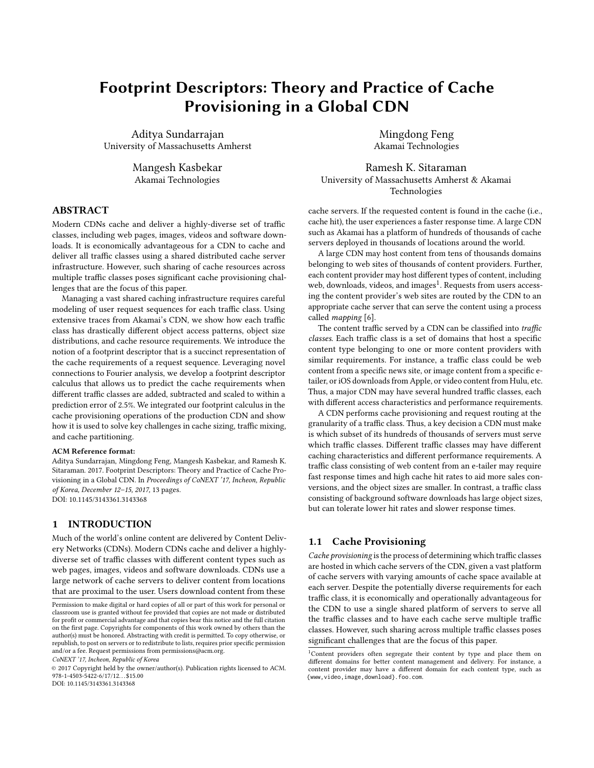# Footprint Descriptors: Theory and Practice of Cache Provisioning in a Global CDN

Aditya Sundarrajan
University of Massachusetts Amherst

Mingdong Feng
Akamai Technologies

Mangesh Kasbekar
Akamai Technologies

Ramesh K. Sitaraman
University of Massachusetts Amherst & Akamai Technologies

## ABSTRACT

Modern CDNs cache and deliver a highly-diverse set of traffic classes, including web pages, images, videos and software downloads. It is economically advantageous for a CDN to cache and deliver all traffic classes using a shared distributed cache server infrastructure. However, such sharing of cache resources across multiple traffic classes poses significant cache provisioning challenges that are the focus of this paper.

Managing a vast shared caching infrastructure requires careful modeling of user request sequences for each traffic class. Using extensive traces from Akamai's CDN, we show how each traffic class has drastically different object access patterns, object size distributions, and cache resource requirements. We introduce the notion of a footprint descriptor that is a succinct representation of the cache requirements of a request sequence. Leveraging novel connections to Fourier analysis, we develop a footprint descriptor calculus that allows us to predict the cache requirements when different traffic classes are added, subtracted and scaled to within a prediction error of 2.5%. We integrated our footprint calculus in the cache provisioning operations of the production CDN and show how it is used to solve key challenges in cache sizing, traffic mixing, and cache partitioning.

**ACM Reference format:**
Aditya Sundarrajan, Mingdong Feng, Mangesh Kasbekar, and Ramesh K. Sitaraman. 2017. Footprint Descriptors: Theory and Practice of Cache Provisioning in a Global CDN. In *Proceedings of CoNEXT '17, Incheon, Republic of Korea, December 12–15, 2017,* 13 pages.
DOI: 10.1145/3143361.3143368

## 1 INTRODUCTION

Much of the world's online content are delivered by Content Delivery Networks (CDNs). Modern CDNs cache and deliver a highly-diverse set of traffic classes with different content types such as web pages, images, videos and software downloads. CDNs use a large network of cache servers to deliver content from locations that are proximal to the user. Users download content from these cache servers. If the requested content is found in the cache (i.e., cache hit), the user experiences a faster response time. A large CDN such as Akamai has a platform of hundreds of thousands of cache servers deployed in thousands of locations around the world.

A large CDN may host content from tens of thousands domains belonging to web sites of thousands of content providers. Further, each content provider may host different types of content, including web, downloads, videos, and images[1]. Requests from users accessing the content provider's web sites are routed by the CDN to an appropriate cache server that can serve the content using a process called *mapping* [6].

The content traffic served by a CDN can be classified into *traffic classes*. Each traffic class is a set of domains that host a specific content type belonging to one or more content providers with similar requirements. For instance, a traffic class could be web content from a specific news site, or image content from a specific e-tailer, or iOS downloads from Apple, or video content from Hulu, etc. Thus, a major CDN may have several hundred traffic classes, each with different access characteristics and performance requirements.

A CDN performs cache provisioning and request routing at the granularity of a traffic class. Thus, a key decision a CDN must make is which subset of its hundreds of thousands of servers must serve which traffic classes. Different traffic classes may have different caching characteristics and different performance requirements. A traffic class consisting of web content from an e-tailer may require fast response times and high cache hit rates to aid more sales conversions, and the object sizes are smaller. In contrast, a traffic class consisting of background software downloads has large object sizes, but can tolerate lower hit rates and slower response times.

### 1.1 Cache Provisioning

*Cache provisioning* is the process of determining which traffic classes are hosted in which cache servers of the CDN, given a vast platform of cache servers with varying amounts of cache space available at each server. Despite the potentially diverse requirements for each traffic class, it is economically and operationally advantageous for the CDN to use a single shared platform of servers to serve all the traffic classes and to have each cache serve multiple traffic classes. However, such sharing across multiple traffic classes poses significant challenges that are the focus of this paper.

[1] Content providers often segregate their content by type and place them on different domains for better content management and delivery. For instance, a content provider may have a different domain for each content type, such as {www,video,image,download}.foo.com.

Permission to make digital or hard copies of all or part of this work for personal or classroom use is granted without fee provided that copies are not made or distributed for profit or commercial advantage and that copies bear this notice and the full citation on the first page. Copyrights for components of this work owned by others than the author(s) must be honored. Abstracting with credit is permitted. To copy otherwise, or republish, to post on servers or to redistribute to lists, requires prior specific permission and/or a fee. Request permissions from permissions@acm.org.

*CoNEXT '17, Incheon, Republic of Korea*

© 2017 Copyright held by the owner/author(s). Publication rights licensed to ACM. 978-1-4503-5422-6/17/12...$15.00
DOI: 10.1145/3143361.3143368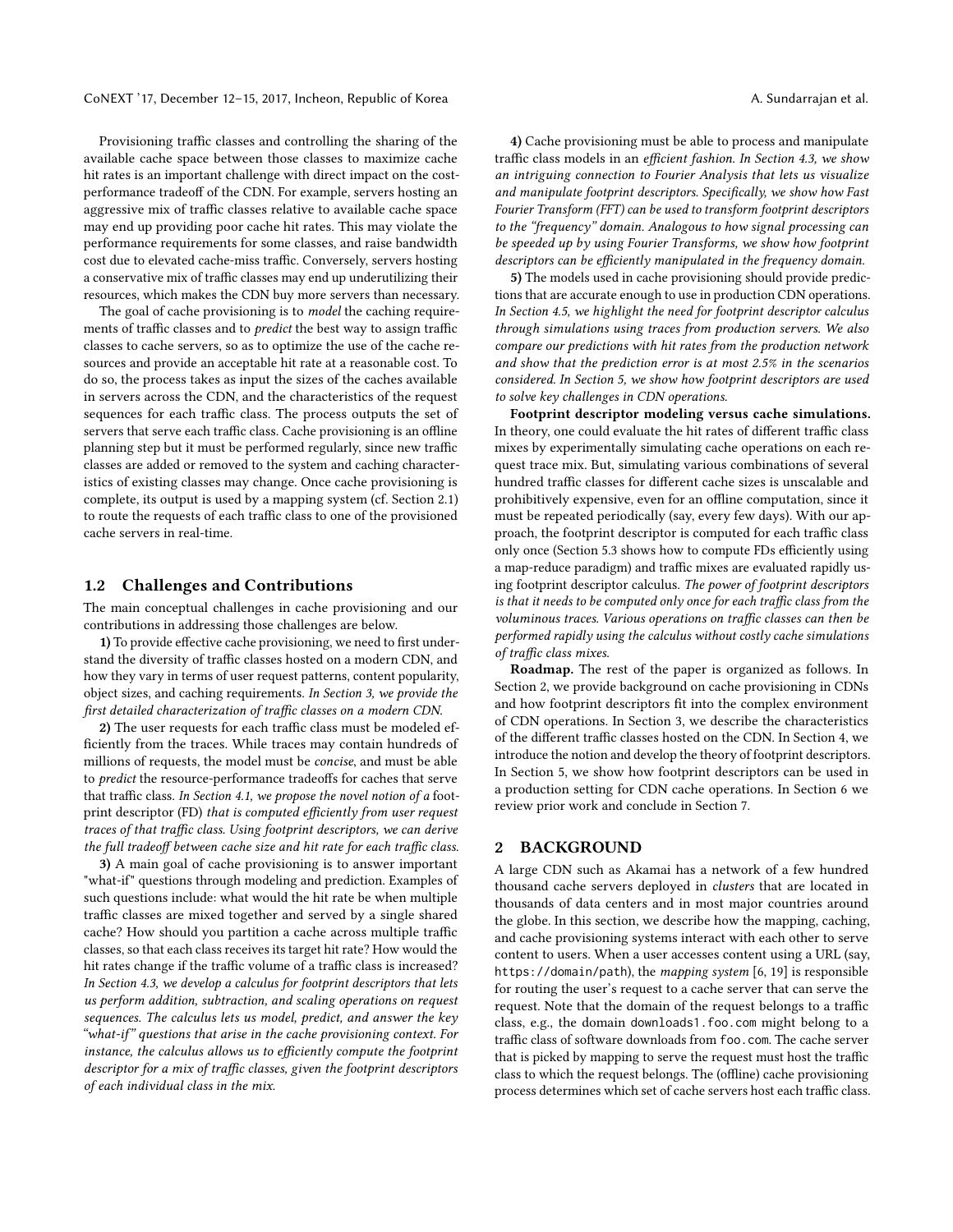Provisioning traffic classes and controlling the sharing of the available cache space between those classes to maximize cache hit rates is an important challenge with direct impact on the cost-performance tradeoff of the CDN. For example, servers hosting an aggressive mix of traffic classes relative to available cache space may end up providing poor cache hit rates. This may violate the performance requirements for some classes, and raise bandwidth cost due to elevated cache-miss traffic. Conversely, servers hosting a conservative mix of traffic classes may end up underutilizing their resources, which makes the CDN buy more servers than necessary.

The goal of cache provisioning is to *model* the caching requirements of traffic classes and to *predict* the best way to assign traffic classes to cache servers, so as to optimize the use of the cache resources and provide an acceptable hit rate at a reasonable cost. To do so, the process takes as input the sizes of the caches available in servers across the CDN, and the characteristics of the request sequences for each traffic class. The process outputs the set of servers that serve each traffic class. Cache provisioning is an offline planning step but it must be performed regularly, since new traffic classes are added or removed to the system and caching characteristics of existing classes may change. Once cache provisioning is complete, its output is used by a mapping system (cf. Section 2.1) to route the requests of each traffic class to one of the provisioned cache servers in real-time.

## 1.2 Challenges and Contributions

The main conceptual challenges in cache provisioning and our contributions in addressing those challenges are below.

**1)** To provide effective cache provisioning, we need to first understand the diversity of traffic classes hosted on a modern CDN, and how they vary in terms of user request patterns, content popularity, object sizes, and caching requirements. *In Section 3, we provide the first detailed characterization of traffic classes on a modern CDN.*

**2)** The user requests for each traffic class must be modeled efficiently from the traces. While traces may contain hundreds of millions of requests, the model must be *concise*, and must be able to *predict* the resource-performance tradeoffs for caches that serve that traffic class. *In Section 4.1, we propose the novel notion of a* footprint descriptor (FD) *that is computed efficiently from user request traces of that traffic class. Using footprint descriptors, we can derive the full tradeoff between cache size and hit rate for each traffic class.*

**3)** A main goal of cache provisioning is to answer important "what-if" questions through modeling and prediction. Examples of such questions include: what would the hit rate be when multiple traffic classes are mixed together and served by a single shared cache? How should you partition a cache across multiple traffic classes, so that each class receives its target hit rate? How would the hit rates change if the traffic volume of a traffic class is increased? *In Section 4.3, we develop a calculus for footprint descriptors that lets us perform addition, subtraction, and scaling operations on request sequences. The calculus lets us model, predict, and answer the key "what-if" questions that arise in the cache provisioning context. For instance, the calculus allows us to efficiently compute the footprint descriptor for a mix of traffic classes, given the footprint descriptors of each individual class in the mix.*

**4)** Cache provisioning must be able to process and manipulate traffic class models in an *efficient fashion. In Section 4.3, we show an intriguing connection to Fourier Analysis that lets us visualize and manipulate footprint descriptors. Specifically, we show how Fast Fourier Transform (FFT) can be used to transform footprint descriptors to the "frequency" domain. Analogous to how signal processing can be speeded up by using Fourier Transforms, we show how footprint descriptors can be efficiently manipulated in the frequency domain.*

**5)** The models used in cache provisioning should provide predictions that are accurate enough to use in production CDN operations. *In Section 4.5, we highlight the need for footprint descriptor calculus through simulations using traces from production servers. We also compare our predictions with hit rates from the production network and show that the prediction error is at most 2.5% in the scenarios considered. In Section 5, we show how footprint descriptors are used to solve key challenges in CDN operations.*

**Footprint descriptor modeling versus cache simulations.** In theory, one could evaluate the hit rates of different traffic class mixes by experimentally simulating cache operations on each request trace mix. But, simulating various combinations of several hundred traffic classes for different cache sizes is unscalable and prohibitively expensive, even for an offline computation, since it must be repeated periodically (say, every few days). With our approach, the footprint descriptor is computed for each traffic class only once (Section 5.3 shows how to compute FDs efficiently using a map-reduce paradigm) and traffic mixes are evaluated rapidly using footprint descriptor calculus. *The power of footprint descriptors is that it needs to be computed only once for each traffic class from the voluminous traces. Various operations on traffic classes can then be performed rapidly using the calculus without costly cache simulations of traffic class mixes.*

**Roadmap.** The rest of the paper is organized as follows. In Section 2, we provide background on cache provisioning in CDNs and how footprint descriptors fit into the complex environment of CDN operations. In Section 3, we describe the characteristics of the different traffic classes hosted on the CDN. In Section 4, we introduce the notion and develop the theory of footprint descriptors. In Section 5, we show how footprint descriptors can be used in a production setting for CDN cache operations. In Section 6 we review prior work and conclude in Section 7.

# 2 BACKGROUND

A large CDN such as Akamai has a network of a few hundred thousand cache servers deployed in *clusters* that are located in thousands of data centers and in most major countries around the globe. In this section, we describe how the mapping, caching, and cache provisioning systems interact with each other to serve content to users. When a user accesses content using a URL (say, `https://domain/path`), the *mapping system* [6, 19] is responsible for routing the user's request to a cache server that can serve the request. Note that the domain of the request belongs to a traffic class, e.g., the domain `downloads1.foo.com` might belong to a traffic class of software downloads from `foo.com`. The cache server that is picked by mapping to serve the request must host the traffic class to which the request belongs. The (offline) cache provisioning process determines which set of cache servers host each traffic class.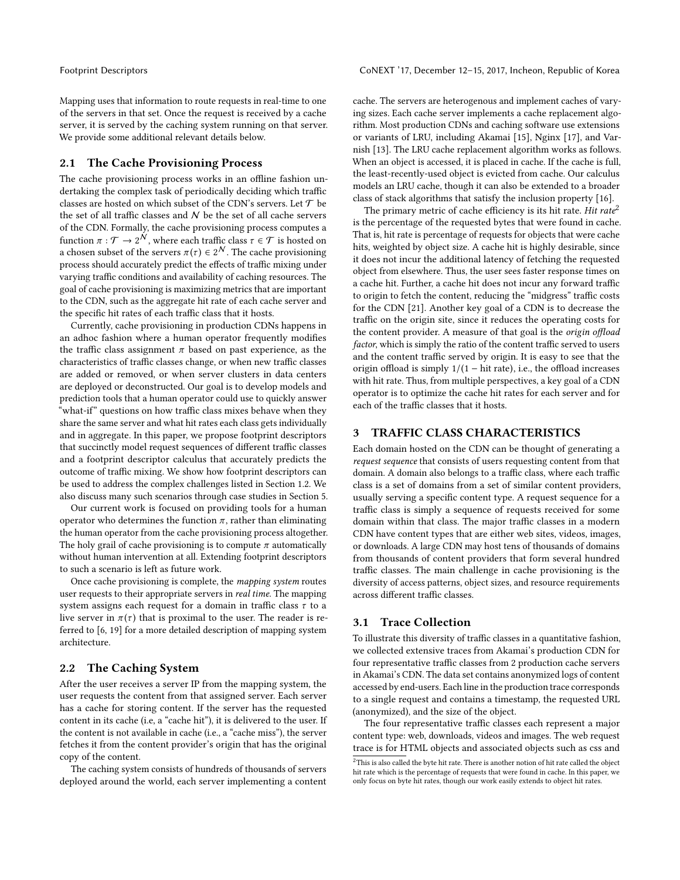Mapping uses that information to route requests in real-time to one of the servers in that set. Once the request is received by a cache server, it is served by the caching system running on that server. We provide some additional relevant details below.

## 2.1 The Cache Provisioning Process

The cache provisioning process works in an offline fashion undertaking the complex task of periodically deciding which traffic classes are hosted on which subset of the CDN's servers. Let $\mathcal{T}$ be the set of all traffic classes and $\mathcal{N}$ be the set of all cache servers of the CDN. Formally, the cache provisioning process computes a function $\pi : \mathcal{T} \rightarrow 2^{\mathcal{N}}$, where each traffic class $\tau \in \mathcal{T}$ is hosted on a chosen subset of the servers $\pi(\tau) \in 2^{\mathcal{N}}$. The cache provisioning process should accurately predict the effects of traffic mixing under varying traffic conditions and availability of caching resources. The goal of cache provisioning is maximizing metrics that are important to the CDN, such as the aggregate hit rate of each cache server and the specific hit rates of each traffic class that it hosts.

Currently, cache provisioning in production CDNs happens in an adhoc fashion where a human operator frequently modifies the traffic class assignment $\pi$ based on past experience, as the characteristics of traffic classes change, or when new traffic classes are added or removed, or when server clusters in data centers are deployed or deconstructed. Our goal is to develop models and prediction tools that a human operator could use to quickly answer "what-if" questions on how traffic class mixes behave when they share the same server and what hit rates each class gets individually and in aggregate. In this paper, we propose footprint descriptors that succinctly model request sequences of different traffic classes and a footprint descriptor calculus that accurately predicts the outcome of traffic mixing. We show how footprint descriptors can be used to address the complex challenges listed in Section 1.2. We also discuss many such scenarios through case studies in Section 5.

Our current work is focused on providing tools for a human operator who determines the function $\pi$, rather than eliminating the human operator from the cache provisioning process altogether. The holy grail of cache provisioning is to compute $\pi$ automatically without human intervention at all. Extending footprint descriptors to such a scenario is left as future work.

Once cache provisioning is complete, the *mapping system* routes user requests to their appropriate servers in *real time*. The mapping system assigns each request for a domain in traffic class $\tau$ to a live server in $\pi(\tau)$ that is proximal to the user. The reader is referred to [6, 19] for a more detailed description of mapping system architecture.

## 2.2 The Caching System

After the user receives a server IP from the mapping system, the user requests the content from that assigned server. Each server has a cache for storing content. If the server has the requested content in its cache (i.e, a "cache hit"), it is delivered to the user. If the content is not available in cache (i.e., a "cache miss"), the server fetches it from the content provider's origin that has the original copy of the content.

The caching system consists of hundreds of thousands of servers deployed around the world, each server implementing a content cache. The servers are heterogenous and implement caches of varying sizes. Each cache server implements a cache replacement algorithm. Most production CDNs and caching software use extensions or variants of LRU, including Akamai [15], Nginx [17], and Varnish [13]. The LRU cache replacement algorithm works as follows. When an object is accessed, it is placed in cache. If the cache is full, the least-recently-used object is evicted from cache. Our calculus models an LRU cache, though it can also be extended to a broader class of stack algorithms that satisfy the inclusion property [16].

The primary metric of cache efficiency is its hit rate. *Hit rate*[2] is the percentage of the requested bytes that were found in cache. That is, hit rate is percentage of requests for objects that were cache hits, weighted by object size. A cache hit is highly desirable, since it does not incur the additional latency of fetching the requested object from elsewhere. Thus, the user sees faster response times on a cache hit. Further, a cache hit does not incur any forward traffic to origin to fetch the content, reducing the "midgress" traffic costs for the CDN [21]. Another key goal of a CDN is to decrease the traffic on the origin site, since it reduces the operating costs for the content provider. A measure of that goal is the *origin offload factor*, which is simply the ratio of the content traffic served to users and the content traffic served by origin. It is easy to see that the origin offload is simply $1/(1 - \text{hit rate})$, i.e., the offload increases with hit rate. Thus, from multiple perspectives, a key goal of a CDN operator is to optimize the cache hit rates for each server and for each of the traffic classes that it hosts.

# 3 TRAFFIC CLASS CHARACTERISTICS

Each domain hosted on the CDN can be thought of generating a *request sequence* that consists of users requesting content from that domain. A domain also belongs to a traffic class, where each traffic class is a set of domains from a set of similar content providers, usually serving a specific content type. A request sequence for a traffic class is simply a sequence of requests received for some domain within that class. The major traffic classes in a modern CDN have content types that are either web sites, videos, images, or downloads. A large CDN may host tens of thousands of domains from thousands of content providers that form several hundred traffic classes. The main challenge in cache provisioning is the diversity of access patterns, object sizes, and resource requirements across different traffic classes.

## 3.1 Trace Collection

To illustrate this diversity of traffic classes in a quantitative fashion, we collected extensive traces from Akamai's production CDN for four representative traffic classes from 2 production cache servers in Akamai's CDN. The data set contains anonymized logs of content accessed by end-users. Each line in the production trace corresponds to a single request and contains a timestamp, the requested URL (anonymized), and the size of the object.

The four representative traffic classes each represent a major content type: web, downloads, videos and images. The web request trace is for HTML objects and associated objects such as css and

[2] This is also called the byte hit rate. There is another notion of hit rate called the object hit rate which is the percentage of requests that were found in cache. In this paper, we only focus on byte hit rates, though our work easily extends to object hit rates.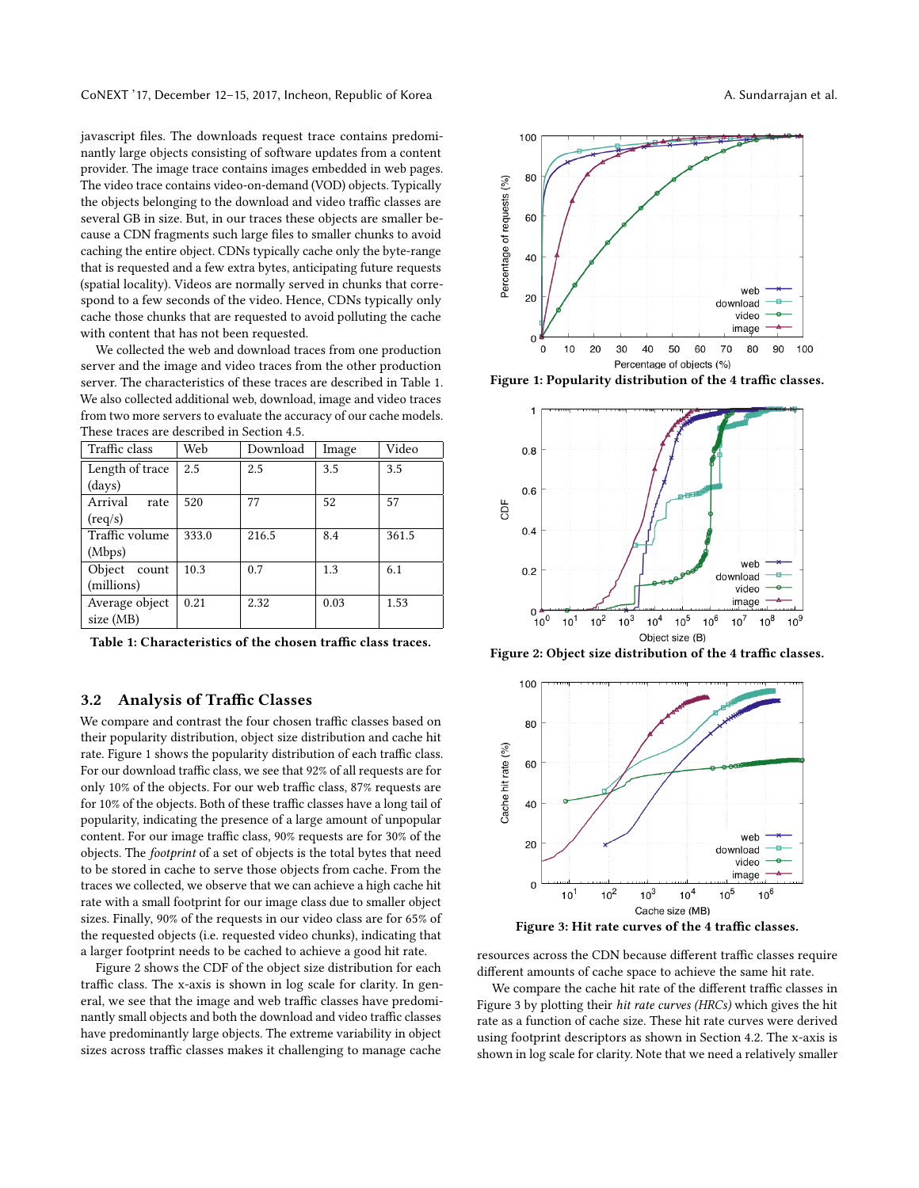javascript files. The downloads request trace contains predominantly large objects consisting of software updates from a content provider. The image trace contains images embedded in web pages. The video trace contains video-on-demand (VOD) objects. Typically the objects belonging to the download and video traffic classes are several GB in size. But, in our traces these objects are smaller because a CDN fragments such large files to smaller chunks to avoid caching the entire object. CDNs typically cache only the byte-range that is requested and a few extra bytes, anticipating future requests (spatial locality). Videos are normally served in chunks that correspond to a few seconds of the video. Hence, CDNs typically only cache those chunks that are requested to avoid polluting the cache with content that has not been requested.

We collected the web and download traces from one production server and the image and video traces from the other production server. The characteristics of these traces are described in Table 1. We also collected additional web, download, image and video traces from two more servers to evaluate the accuracy of our cache models. These traces are described in Section 4.5.

| Traffic class | Web | Download | Image | Video |
|---|---|---|---|---|
| Length of trace (days) | 2.5 | 2.5 | 3.5 | 3.5 |
| Arrival rate (req/s) | 520 | 77 | 52 | 57 |
| Traffic volume (Mbps) | 333.0 | 216.5 | 8.4 | 361.5 |
| Object count (millions) | 10.3 | 0.7 | 1.3 | 6.1 |
| Average object size (MB) | 0.21 | 2.32 | 0.03 | 1.53 |

**Table 1: Characteristics of the chosen traffic class traces.**

## 3.2 Analysis of Traffic Classes

We compare and contrast the four chosen traffic classes based on their popularity distribution, object size distribution and cache hit rate. Figure 1 shows the popularity distribution of each traffic class. For our download traffic class, we see that 92% of all requests are for only 10% of the objects. For our web traffic class, 87% requests are for 10% of the objects. Both of these traffic classes have a long tail of popularity, indicating the presence of a large amount of unpopular content. For our image traffic class, 90% requests are for 30% of the objects. The *footprint* of a set of objects is the total bytes that need to be stored in cache to serve those objects from cache. From the traces we collected, we observe that we can achieve a high cache hit rate with a small footprint for our image class due to smaller object sizes. Finally, 90% of the requests in our video class are for 65% of the requested objects (i.e. requested video chunks), indicating that a larger footprint needs to be cached to achieve a good hit rate.

Figure 2 shows the CDF of the object size distribution for each traffic class. The x-axis is shown in log scale for clarity. In general, we see that the image and web traffic classes have predominantly small objects and both the download and video traffic classes have predominantly large objects. The extreme variability in object sizes across traffic classes makes it challenging to manage cache resources across the CDN because different traffic classes require different amounts of cache space to achieve the same hit rate.

**Figure 1: Popularity distribution of the 4 traffic classes.**

**Figure 2: Object size distribution of the 4 traffic classes.**

**Figure 3: Hit rate curves of the 4 traffic classes.**

We compare the cache hit rate of the different traffic classes in Figure 3 by plotting their *hit rate curves (HRCs)* which gives the hit rate as a function of cache size. These hit rate curves were derived using footprint descriptors as shown in Section 4.2. The x-axis is shown in log scale for clarity. Note that we need a relatively smaller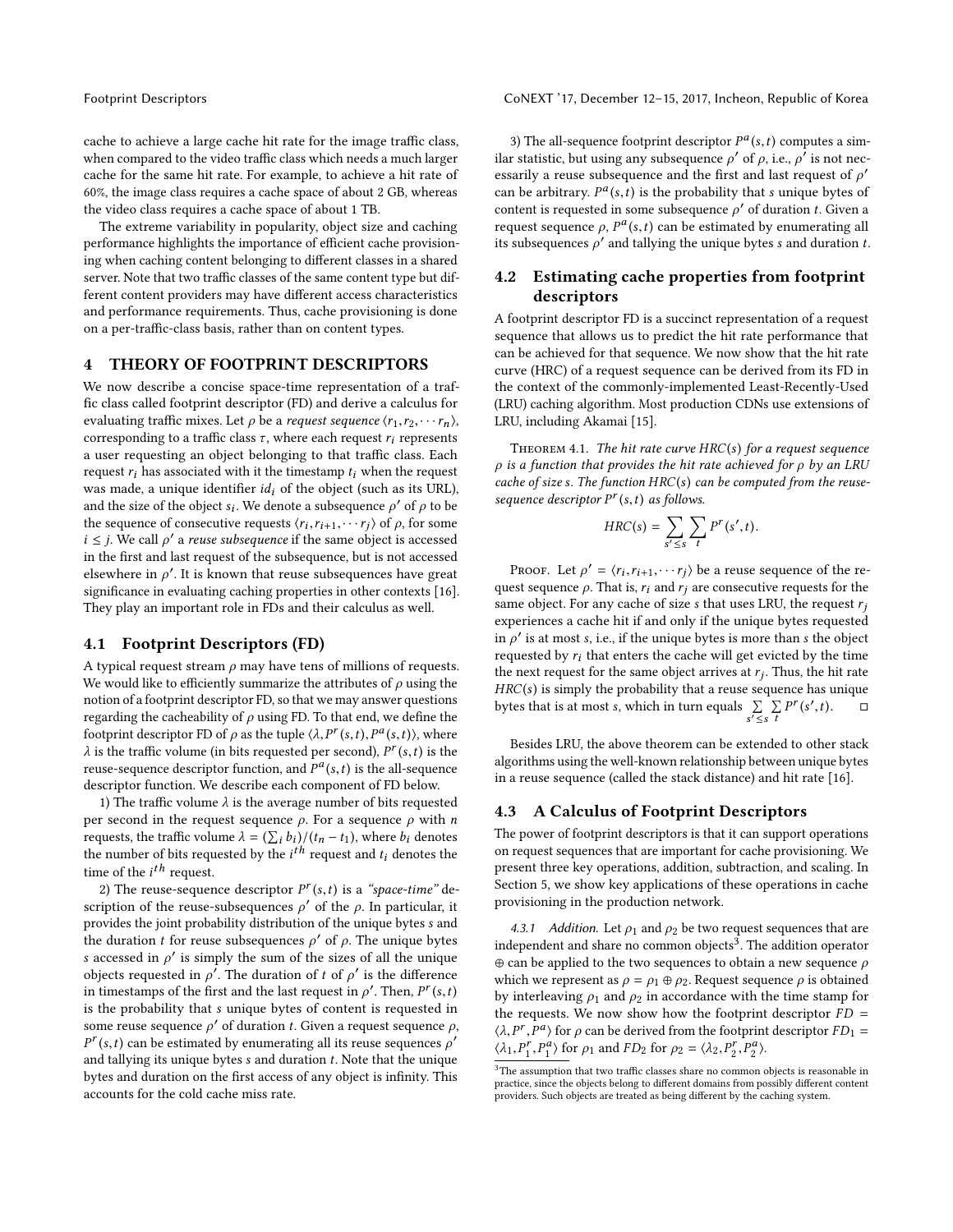cache to achieve a large cache hit rate for the image traffic class, when compared to the video traffic class which needs a much larger cache for the same hit rate. For example, to achieve a hit rate of 60%, the image class requires a cache space of about 2 GB, whereas the video class requires a cache space of about 1 TB.

The extreme variability in popularity, object size and caching performance highlights the importance of efficient cache provisioning when caching content belonging to different classes in a shared server. Note that two traffic classes of the same content type but different content providers may have different access characteristics and performance requirements. Thus, cache provisioning is done on a per-traffic-class basis, rather than on content types.

## 4 THEORY OF FOOTPRINT DESCRIPTORS

We now describe a concise space-time representation of a traffic class called footprint descriptor (FD) and derive a calculus for evaluating traffic mixes. Let $\rho$ be a *request sequence* $\langle r_1, r_2, \cdots r_n \rangle$, corresponding to a traffic class $\tau$, where each request $r_i$ represents a user requesting an object belonging to that traffic class. Each request $r_i$ has associated with it the timestamp $t_i$ when the request was made, a unique identifier $id_i$ of the object (such as its URL), and the size of the object $s_i$. We denote a subsequence $\rho'$ of $\rho$ to be the sequence of consecutive requests $\langle r_i, r_{i+1}, \cdots r_j \rangle$ of $\rho$, for some $i \leq j$. We call $\rho'$ a *reuse subsequence* if the same object is accessed in the first and last request of the subsequence, but is not accessed elsewhere in $\rho'$. It is known that reuse subsequences have great significance in evaluating caching properties in other contexts [16]. They play an important role in FDs and their calculus as well.

### 4.1 Footprint Descriptors (FD)

A typical request stream $\rho$ may have tens of millions of requests. We would like to efficiently summarize the attributes of $\rho$ using the notion of a footprint descriptor FD, so that we may answer questions regarding the cacheability of $\rho$ using FD. To that end, we define the footprint descriptor FD of $\rho$ as the tuple $\langle \lambda, P^r(s,t), P^a(s,t) \rangle$, where $\lambda$ is the traffic volume (in bits requested per second), $P^r(s,t)$ is the reuse-sequence descriptor function, and $P^a(s,t)$ is the all-sequence descriptor function. We describe each component of FD below.

1) The traffic volume $\lambda$ is the average number of bits requested per second in the request sequence $\rho$. For a sequence $\rho$ with $n$ requests, the traffic volume $\lambda = (\sum_i b_i)/(t_n - t_1)$, where $b_i$ denotes the number of bits requested by the $i^{th}$ request and $t_i$ denotes the time of the $i^{th}$ request.

2) The reuse-sequence descriptor $P^r(s,t)$ is a *"space-time"* description of the reuse-subsequences $\rho'$ of the $\rho$. In particular, it provides the joint probability distribution of the unique bytes $s$ and the duration $t$ for reuse subsequences $\rho'$ of $\rho$. The unique bytes $s$ accessed in $\rho'$ is simply the sum of the sizes of all the unique objects requested in $\rho'$. The duration of $t$ of $\rho'$ is the difference in timestamps of the first and the last request in $\rho'$. Then, $P^r(s,t)$ is the probability that $s$ unique bytes of content is requested in some reuse sequence $\rho'$ of duration $t$. Given a request sequence $\rho$, $P^r(s,t)$ can be estimated by enumerating all its reuse sequences $\rho'$ and tallying its unique bytes $s$ and duration $t$. Note that the unique bytes and duration on the first access of any object is infinity. This accounts for the cold cache miss rate.

3) The all-sequence footprint descriptor $P^a(s,t)$ computes a similar statistic, but using any subsequence $\rho'$ of $\rho$, i.e., $\rho'$ is not necessarily a reuse subsequence and the first and last request of $\rho'$ can be arbitrary. $P^a(s,t)$ is the probability that $s$ unique bytes of content is requested in some subsequence $\rho'$ of duration $t$. Given a request sequence $\rho$, $P^a(s,t)$ can be estimated by enumerating all its subsequences $\rho'$ and tallying the unique bytes $s$ and duration $t$.

### 4.2 Estimating cache properties from footprint descriptors

A footprint descriptor FD is a succinct representation of a request sequence that allows us to predict the hit rate performance that can be achieved for that sequence. We now show that the hit rate curve (HRC) of a request sequence can be derived from its FD in the context of the commonly-implemented Least-Recently-Used (LRU) caching algorithm. Most production CDNs use extensions of LRU, including Akamai [15].

Theorem 4.1. *The hit rate curve $HRC(s)$ for a request sequence $\rho$ is a function that provides the hit rate achieved for $\rho$ by an LRU cache of size $s$. The function $HRC(s)$ can be computed from the reuse-sequence descriptor $P^r(s,t)$ as follows.*

$$HRC(s) = \sum_{s' \leq s} \sum_{t} P^r(s', t).$$

Proof. Let $\rho' = \langle r_i, r_{i+1}, \cdots r_j \rangle$ be a reuse sequence of the request sequence $\rho$. That is, $r_i$ and $r_j$ are consecutive requests for the same object. For any cache of size $s$ that uses LRU, the request $r_j$ experiences a cache hit if and only if the unique bytes requested in $\rho'$ is at most $s$, i.e., if the unique bytes is more than $s$ the object requested by $r_i$ that enters the cache will get evicted by the time the next request for the same object arrives at $r_j$. Thus, the hit rate $HRC(s)$ is simply the probability that a reuse sequence has unique bytes that is at most $s$, which in turn equals $\sum_{s' \leq s} \sum_{t} P^r(s', t)$. □

Besides LRU, the above theorem can be extended to other stack algorithms using the well-known relationship between unique bytes in a reuse sequence (called the stack distance) and hit rate [16].

### 4.3 A Calculus of Footprint Descriptors

The power of footprint descriptors is that it can support operations on request sequences that are important for cache provisioning. We present three key operations, addition, subtraction, and scaling. In Section 5, we show key applications of these operations in cache provisioning in the production network.

*4.3.1 Addition.* Let $\rho_1$ and $\rho_2$ be two request sequences that are independent and share no common objects[3]. The addition operator $\oplus$ can be applied to the two sequences to obtain a new sequence $\rho$ which we represent as $\rho = \rho_1 \oplus \rho_2$. Request sequence $\rho$ is obtained by interleaving $\rho_1$ and $\rho_2$ in accordance with the time stamp for the requests. We now show how the footprint descriptor $FD = \langle \lambda, P^r, P^a \rangle$ for $\rho$ can be derived from the footprint descriptor $FD_1 = \langle \lambda_1, P_1^r, P_1^a \rangle$ for $\rho_1$ and $FD_2$ for $\rho_2 = \langle \lambda_2, P_2^r, P_2^a \rangle$.

[3] The assumption that two traffic classes share no common objects is reasonable in practice, since the objects belong to different domains from possibly different content providers. Such objects are treated as being different by the caching system.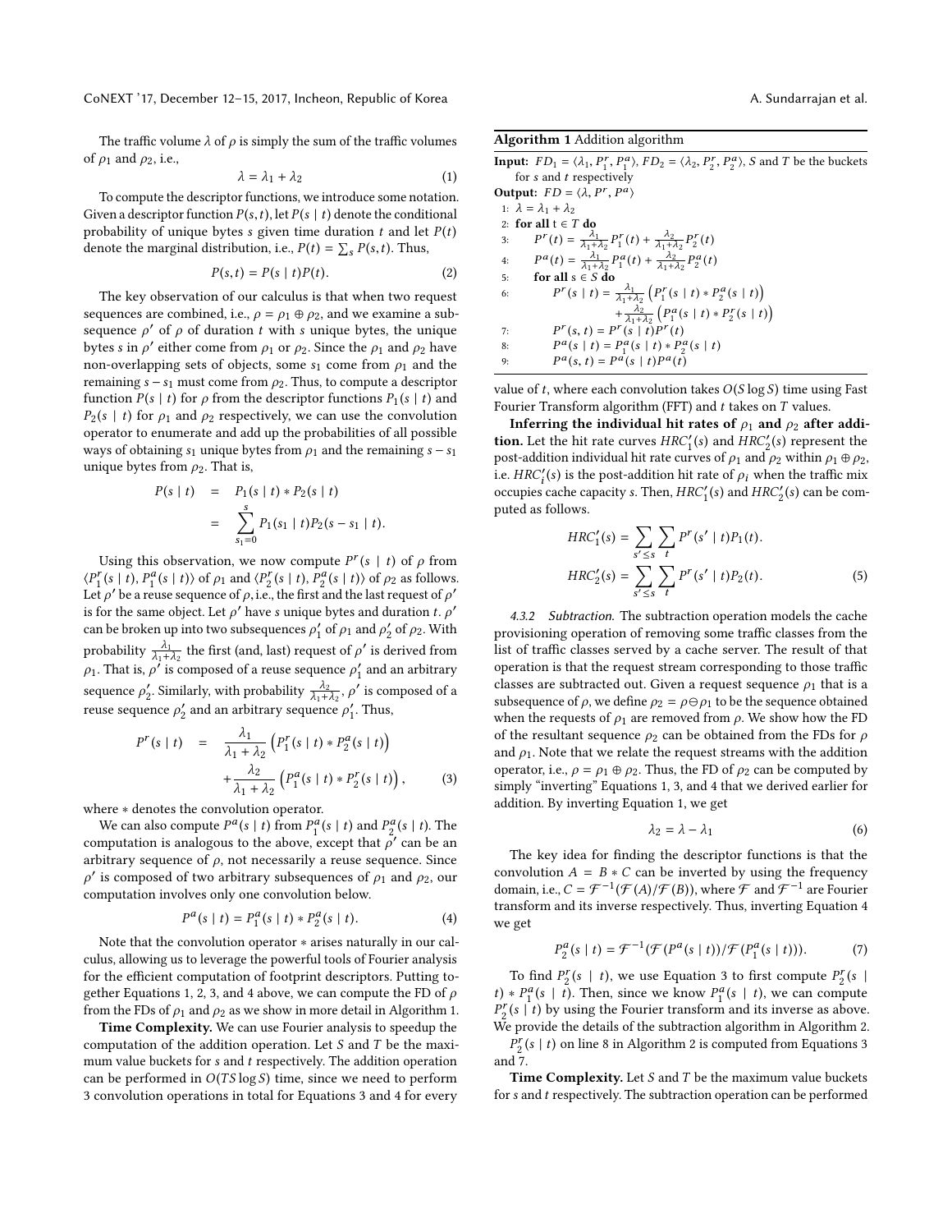The traffic volume $\lambda$ of $\rho$ is simply the sum of the traffic volumes of $\rho_1$ and $\rho_2$, i.e.,

$$\lambda = \lambda_1 + \lambda_2 \tag{1}$$

To compute the descriptor functions, we introduce some notation. Given a descriptor function $P(s,t)$, let $P(s \mid t)$ denote the conditional probability of unique bytes $s$ given time duration $t$ and let $P(t)$ denote the marginal distribution, i.e., $P(t) = \sum_s P(s,t)$. Thus,

$$P(s,t) = P(s \mid t)P(t). \tag{2}$$

The key observation of our calculus is that when two request sequences are combined, i.e., $\rho = \rho_1 \oplus \rho_2$, and we examine a subsequence $\rho'$ of $\rho$ of duration $t$ with $s$ unique bytes, the unique bytes $s$ in $\rho'$ either come from $\rho_1$ or $\rho_2$. Since the $\rho_1$ and $\rho_2$ have non-overlapping sets of objects, some $s_1$ come from $\rho_1$ and the remaining $s - s_1$ must come from $\rho_2$. Thus, to compute a descriptor function $P(s \mid t)$ for $\rho$ from the descriptor functions $P_1(s \mid t)$ and $P_2(s \mid t)$ for $\rho_1$ and $\rho_2$ respectively, we can use the convolution operator to enumerate and add up the probabilities of all possible ways of obtaining $s_1$ unique bytes from $\rho_1$ and the remaining $s - s_1$ unique bytes from $\rho_2$. That is,

$$\begin{aligned} P(s \mid t) &= P_1(s \mid t) * P_2(s \mid t) \\ &= \sum_{s_1=0}^{s} P_1(s_1 \mid t) P_2(s - s_1 \mid t). \end{aligned}$$

Using this observation, we now compute $P^r(s \mid t)$ of $\rho$ from $\langle P_1^r(s \mid t), P_1^a(s \mid t)\rangle$ of $\rho_1$ and $\langle P_2^r(s \mid t), P_2^a(s \mid t)\rangle$ of $\rho_2$ as follows. Let $\rho'$ be a reuse sequence of $\rho$, i.e., the first and the last request of $\rho'$ is for the same object. Let $\rho'$ have $s$ unique bytes and duration $t$. $\rho'$ can be broken up into two subsequences $\rho_1'$ of $\rho_1$ and $\rho_2'$ of $\rho_2$. With probability $\frac{\lambda_1}{\lambda_1+\lambda_2}$ the first (and, last) request of $\rho'$ is derived from $\rho_1$. That is, $\rho'$ is composed of a reuse sequence $\rho_1'$ and an arbitrary sequence $\rho_2'$. Similarly, with probability $\frac{\lambda_2}{\lambda_1+\lambda_2}$, $\rho'$ is composed of a reuse sequence $\rho_2'$ and an arbitrary sequence $\rho_1'$. Thus,

$$\begin{aligned} P^r(s \mid t) &= \frac{\lambda_1}{\lambda_1 + \lambda_2}\left(P_1^r(s \mid t) * P_2^a(s \mid t)\right) \\ &+ \frac{\lambda_2}{\lambda_1 + \lambda_2}\left(P_1^a(s \mid t) * P_2^r(s \mid t)\right), \end{aligned} \tag{3}$$

where $*$ denotes the convolution operator.

We can also compute $P^a(s \mid t)$ from $P_1^a(s \mid t)$ and $P_2^a(s \mid t)$. The computation is analogous to the above, except that $\rho'$ can be an arbitrary sequence of $\rho$, not necessarily a reuse sequence. Since $\rho'$ is composed of two arbitrary subsequences of $\rho_1$ and $\rho_2$, our computation involves only one convolution below.

$$P^a(s \mid t) = P_1^a(s \mid t) * P_2^a(s \mid t). \tag{4}$$

Note that the convolution operator $*$ arises naturally in our calculus, allowing us to leverage the powerful tools of Fourier analysis for the efficient computation of footprint descriptors. Putting together Equations 1, 2, 3, and 4 above, we can compute the FD of $\rho$ from the FDs of $\rho_1$ and $\rho_2$ as we show in more detail in Algorithm 1.

**Time Complexity.** We can use Fourier analysis to speedup the computation of the addition operation. Let $S$ and $T$ be the maximum value buckets for $s$ and $t$ respectively. The addition operation can be performed in $O(TS \log S)$ time, since we need to perform 3 convolution operations in total for Equations 3 and 4 for every value of $t$, where each convolution takes $O(S \log S)$ time using Fast Fourier Transform algorithm (FFT) and $t$ takes on $T$ values.

**Algorithm 1** Addition algorithm

**Input:** $FD_1 = \langle \lambda_1, P_1^r, P_1^a \rangle$, $FD_2 = \langle \lambda_2, P_2^r, P_2^a \rangle$, $S$ and $T$ be the buckets for $s$ and $t$ respectively
**Output:** $FD = \langle \lambda, P^r, P^a \rangle$

1: $\lambda = \lambda_1 + \lambda_2$
2: **for all** $t \in T$ **do**
3: $\quad P^r(t) = \frac{\lambda_1}{\lambda_1+\lambda_2} P_1^r(t) + \frac{\lambda_2}{\lambda_1+\lambda_2} P_2^r(t)$
4: $\quad P^a(t) = \frac{\lambda_1}{\lambda_1+\lambda_2} P_1^a(t) + \frac{\lambda_2}{\lambda_1+\lambda_2} P_2^a(t)$
5: $\quad$ **for all** $s \in S$ **do**
6: $\quad\quad P^r(s \mid t) = \frac{\lambda_1}{\lambda_1+\lambda_2}\left(P_1^r(s \mid t) * P_2^a(s \mid t)\right) + \frac{\lambda_2}{\lambda_1+\lambda_2}\left(P_1^a(s \mid t) * P_2^r(s \mid t)\right)$
7: $\quad\quad P^r(s,t) = P^r(s \mid t)P^r(t)$
8: $\quad\quad P^a(s \mid t) = P_1^a(s \mid t) * P_2^a(s \mid t)$
9: $\quad\quad P^a(s,t) = P^a(s \mid t)P^a(t)$

**Inferring the individual hit rates of $\rho_1$ and $\rho_2$ after addition.** Let the hit rate curves $HRC_1'(s)$ and $HRC_2'(s)$ represent the post-addition individual hit rate curves of $\rho_1$ and $\rho_2$ within $\rho_1 \oplus \rho_2$, i.e. $HRC_i'(s)$ is the post-addition hit rate of $\rho_i$ when the traffic mix occupies cache capacity $s$. Then, $HRC_1'(s)$ and $HRC_2'(s)$ can be computed as follows.

$$\begin{aligned} HRC_1'(s) &= \sum_{s' \le s} \sum_t P^r(s' \mid t) P_1(t). \\ HRC_2'(s) &= \sum_{s' \le s} \sum_t P^r(s' \mid t) P_2(t). \end{aligned} \tag{5}$$

#### 4.3.2 Subtraction.

The subtraction operation models the cache provisioning operation of removing some traffic classes from the list of traffic classes served by a cache server. The result of that operation is that the request stream corresponding to those traffic classes are subtracted out. Given a request sequence $\rho_1$ that is a subsequence of $\rho$, we define $\rho_2 = \rho \ominus \rho_1$ to be the sequence obtained when the requests of $\rho_1$ are removed from $\rho$. We show how the FD of the resultant sequence $\rho_2$ can be obtained from the FDs for $\rho$ and $\rho_1$. Note that we relate the request streams with the addition operator, i.e., $\rho = \rho_1 \oplus \rho_2$. Thus, the FD of $\rho_2$ can be computed by simply "inverting" Equations 1, 3, and 4 that we derived earlier for addition. By inverting Equation 1, we get

$$\lambda_2 = \lambda - \lambda_1 \tag{6}$$

The key idea for finding the descriptor functions is that the convolution $A = B * C$ can be inverted by using the frequency domain, i.e., $C = \mathcal{F}^{-1}(\mathcal{F}(A)/\mathcal{F}(B))$, where $\mathcal{F}$ and $\mathcal{F}^{-1}$ are Fourier transform and its inverse respectively. Thus, inverting Equation 4 we get

$$P_2^a(s \mid t) = \mathcal{F}^{-1}(\mathcal{F}(P^a(s \mid t))/\mathcal{F}(P_1^a(s \mid t))). \tag{7}$$

To find $P_2^r(s \mid t)$, we use Equation 3 to first compute $P_2^r(s \mid t) * P_1^a(s \mid t)$. Then, since we know $P_1^a(s \mid t)$, we can compute $P_2^r(s \mid t)$ by using the Fourier transform and its inverse as above. We provide the details of the subtraction algorithm in Algorithm 2.

$P_2^r(s \mid t)$ on line 8 in Algorithm 2 is computed from Equations 3 and 7.

**Time Complexity.** Let $S$ and $T$ be the maximum value buckets for $s$ and $t$ respectively. The subtraction operation can be performed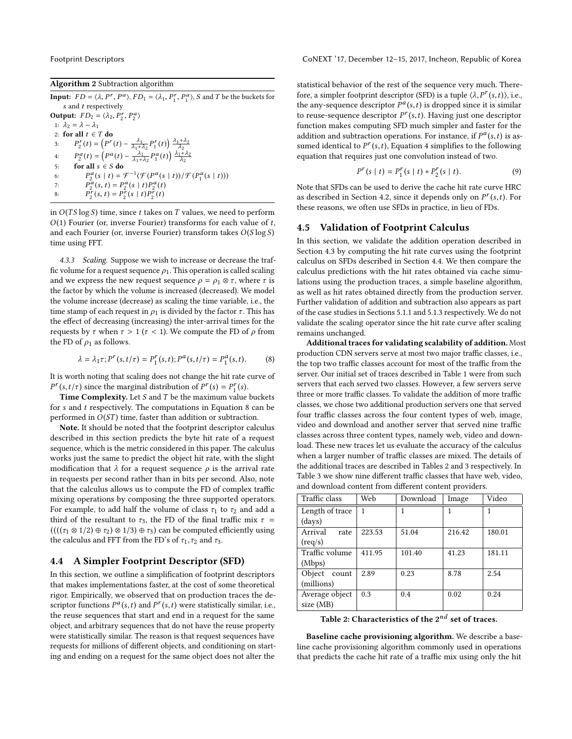**Algorithm 2** Subtraction algorithm

**Input:** $FD = \langle \lambda, P^r, P^a \rangle$, $FD_1 = \langle \lambda_1, P_1^r, P_1^a \rangle$, $S$ and $T$ be the buckets for $s$ and $t$ respectively

**Output:** $FD_2 = \langle \lambda_2, P_2^r, P_2^a \rangle$

1: $\lambda_2 = \lambda - \lambda_1$
2: **for all** $t \in T$ **do**
3: $\quad P_2^r(t) = \left(P^r(t) - \frac{\lambda_1}{\lambda_1+\lambda_2} P_1^r(t)\right) \frac{\lambda_1+\lambda_2}{\lambda_2}$
4: $\quad P_2^a(t) = \left(P^a(t) - \frac{\lambda_1}{\lambda_1+\lambda_2} P_1^a(t)\right) \frac{\lambda_1+\lambda_2}{\lambda_2}$
5: $\quad$ **for all** $s \in S$ **do**
6: $\quad\quad P_2^a(s \mid t) = \mathcal{F}^{-1}(\mathcal{F}(P^a(s \mid t))/\mathcal{F}(P_1^a(s \mid t)))$
7: $\quad\quad P_2^a(s,t) = P_2^a(s \mid t) P_2^a(t)$
8: $\quad\quad P_2^r(s,t) = P_2^r(s \mid t) P_2^r(t)$

in $O(TS \log S)$ time, since $t$ takes on $T$ values, we need to perform $O(1)$ Fourier (or, inverse Fourier) transforms for each value of $t$, and each Fourier (or, inverse Fourier) transform takes $O(S \log S)$ time using FFT.

*4.3.3 Scaling.* Suppose we wish to increase or decrease the traffic volume for a request sequence $\rho_1$. This operation is called scaling and we express the new request sequence $\rho = \rho_1 \otimes \tau$, where $\tau$ is the factor by which the volume is increased (decreased). We model the volume increase (decrease) as scaling the time variable, i.e., the time stamp of each request in $\rho_1$ is divided by the factor $\tau$. This has the effect of decreasing (increasing) the inter-arrival times for the requests by $\tau$ when $\tau > 1$ ($\tau < 1$). We compute the FD of $\rho$ from the FD of $\rho_1$ as follows.

$$\lambda = \lambda_1 \tau; P^r(s, t/\tau) = P_1^r(s,t); P^a(s, t/\tau) = P_1^a(s,t). \tag{8}$$

It is worth noting that scaling does not change the hit rate curve of $P^r(s, t/\tau)$ since the marginal distribution of $P^r(s) = P_1^r(s)$.

**Time Complexity.** Let $S$ and $T$ be the maximum value buckets for $s$ and $t$ respectively. The computations in Equation 8 can be performed in $O(ST)$ time, faster than addition or subtraction.

**Note.** It should be noted that the footprint descriptor calculus described in this section predicts the byte hit rate of a request sequence, which is the metric considered in this paper. The calculus works just the same to predict the object hit rate, with the slight modification that $\lambda$ for a request sequence $\rho$ is the arrival rate in requests per second rather than in bits per second. Also, note that the calculus allows us to compute the FD of complex traffic mixing operations by composing the three supported operators. For example, to add half the volume of class $\tau_1$ to $\tau_2$ and add a third of the resultant to $\tau_3$, the FD of the final traffic mix $\tau = ((((\tau_1 \otimes 1/2) \oplus \tau_2) \otimes 1/3) \oplus \tau_3)$ can be computed efficiently using the calculus and FFT from the FD's of $\tau_1, \tau_2$ and $\tau_3$.

## 4.4 A Simpler Footprint Descriptor (SFD)

In this section, we outline a simplification of footprint descriptors that makes implementations faster, at the cost of some theoretical rigor. Empirically, we observed that on production traces the descriptor functions $P^a(s,t)$ and $P^r(s,t)$ were statistically similar, i.e., the reuse sequences that start and end in a request for the same object, and arbitrary sequences that do not have the reuse property were statistically similar. The reason is that request sequences have requests for millions of different objects, and conditioning on starting and ending on a request for the same object does not alter the statistical behavior of the rest of the sequence very much. Therefore, a simpler footprint descriptor (SFD) is a tuple $\langle \lambda, P^r(s,t) \rangle$, i.e., the any-sequence descriptor $P^a(s,t)$ is dropped since it is similar to reuse-sequence descriptor $P^r(s,t)$. Having just one descriptor function makes computing SFD much simpler and faster for the addition and subtraction operations. For instance, if $P^a(s,t)$ is assumed identical to $P^r(s,t)$, Equation 4 simplifies to the following equation that requires just one convolution instead of two.

$$P^r(s \mid t) = P_1^r(s \mid t) * P_2^r(s \mid t). \tag{9}$$

Note that SFDs can be used to derive the cache hit rate curve HRC as described in Section 4.2, since it depends only on $P^r(s,t)$. For these reasons, we often use SFDs in practice, in lieu of FDs.

## 4.5 Validation of Footprint Calculus

In this section, we validate the addition operation described in Section 4.3 by computing the hit rate curves using the footprint calculus on SFDs described in Section 4.4. We then compare the calculus predictions with the hit rates obtained via cache simulations using the production traces, a simple baseline algorithm, as well as hit rates obtained directly from the production server. Further validation of addition and subtraction also appears as part of the case studies in Sections 5.1.1 and 5.1.3 respectively. We do not validate the scaling operator since the hit rate curve after scaling remains unchanged.

**Additional traces for validating scalability of addition.** Most production CDN servers serve at most two major traffic classes, i.e., the top two traffic classes account for most of the traffic from the server. Our initial set of traces described in Table 1 were from such servers that each served two classes. However, a few servers serve three or more traffic classes. To validate the addition of more traffic classes, we chose two additional production servers one that served four traffic classes across the four content types of web, image, video and download and another server that served nine traffic classes across three content types, namely web, video and download. These new traces let us evaluate the accuracy of the calculus when a larger number of traffic classes are mixed. The details of the additional traces are described in Tables 2 and 3 respectively. In Table 3 we show nine different traffic classes that have web, video, and download content from different content providers.

| Traffic class | Web | Download | Image | Video |
|---|---|---|---|---|
| Length of trace (days) | 1 | 1 | 1 | 1 |
| Arrival rate (req/s) | 223.53 | 51.04 | 216.42 | 180.01 |
| Traffic volume (Mbps) | 411.95 | 101.40 | 41.23 | 181.11 |
| Object count (millions) | 2.89 | 0.23 | 8.78 | 2.54 |
| Average object size (MB) | 0.3 | 0.4 | 0.02 | 0.24 |

**Table 2: Characteristics of the $2^{nd}$ set of traces.**

**Baseline cache provisioning algorithm.** We describe a baseline cache provisioning algorithm commonly used in operations that predicts the cache hit rate of a traffic mix using only the hit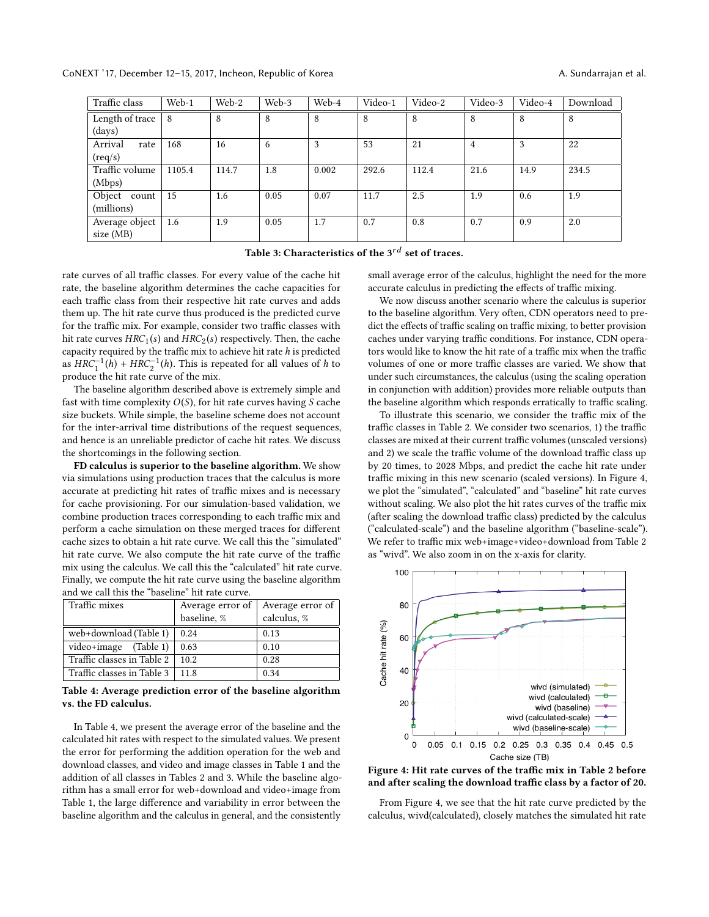| Traffic class | Web-1 | Web-2 | Web-3 | Web-4 | Video-1 | Video-2 | Video-3 | Video-4 | Download |
|---|---|---|---|---|---|---|---|---|---|
| Length of trace (days) | 8 | 8 | 8 | 8 | 8 | 8 | 8 | 8 | 8 |
| Arrival rate (req/s) | 168 | 16 | 6 | 3 | 53 | 21 | 4 | 3 | 22 |
| Traffic volume (Mbps) | 1105.4 | 114.7 | 1.8 | 0.002 | 292.6 | 112.4 | 21.6 | 14.9 | 234.5 |
| Object count (millions) | 15 | 1.6 | 0.05 | 0.07 | 11.7 | 2.5 | 1.9 | 0.6 | 1.9 |
| Average object size (MB) | 1.6 | 1.9 | 0.05 | 1.7 | 0.7 | 0.8 | 0.7 | 0.9 | 2.0 |

**Table 3: Characteristics of the 3$^{rd}$ set of traces.**

rate curves of all traffic classes. For every value of the cache hit rate, the baseline algorithm determines the cache capacities for each traffic class from their respective hit rate curves and adds them up. The hit rate curve thus produced is the predicted curve for the traffic mix. For example, consider two traffic classes with hit rate curves $HRC_1(s)$ and $HRC_2(s)$ respectively. Then, the cache capacity required by the traffic mix to achieve hit rate $h$ is predicted as $HRC_1^{-1}(h) + HRC_2^{-1}(h)$. This is repeated for all values of $h$ to produce the hit rate curve of the mix.

The baseline algorithm described above is extremely simple and fast with time complexity $O(S)$, for hit rate curves having $S$ cache size buckets. While simple, the baseline scheme does not account for the inter-arrival time distributions of the request sequences, and hence is an unreliable predictor of cache hit rates. We discuss the shortcomings in the following section.

**FD calculus is superior to the baseline algorithm.** We show via simulations using production traces that the calculus is more accurate at predicting hit rates of traffic mixes and is necessary for cache provisioning. For our simulation-based validation, we combine production traces corresponding to each traffic mix and perform a cache simulation on these merged traces for different cache sizes to obtain a hit rate curve. We call this the "simulated" hit rate curve. We also compute the hit rate curve of the traffic mix using the calculus. We call this the "calculated" hit rate curve. Finally, we compute the hit rate curve using the baseline algorithm and we call this the "baseline" hit rate curve.

| Traffic mixes | Average error of baseline, % | Average error of calculus, % |
|---|---|---|
| web+download (Table 1) | 0.24 | 0.13 |
| video+image (Table 1) | 0.63 | 0.10 |
| Traffic classes in Table 2 | 10.2 | 0.28 |
| Traffic classes in Table 3 | 11.8 | 0.34 |

**Table 4: Average prediction error of the baseline algorithm vs. the FD calculus.**

In Table 4, we present the average error of the baseline and the calculated hit rates with respect to the simulated values. We present the error for performing the addition operation for the web and download classes, and video and image classes in Table 1 and the addition of all classes in Tables 2 and 3. While the baseline algorithm has a small error for web+download and video+image from Table 1, the large difference and variability in error between the baseline algorithm and the calculus in general, and the consistently small average error of the calculus, highlight the need for the more accurate calculus in predicting the effects of traffic mixing.

We now discuss another scenario where the calculus is superior to the baseline algorithm. Very often, CDN operators need to predict the effects of traffic scaling on traffic mixing, to better provision caches under varying traffic conditions. For instance, CDN operators would like to know the hit rate of a traffic mix when the traffic volumes of one or more traffic classes are varied. We show that under such circumstances, the calculus (using the scaling operation in conjunction with addition) provides more reliable outputs than the baseline algorithm which responds erratically to traffic scaling.

To illustrate this scenario, we consider the traffic mix of the traffic classes in Table 2. We consider two scenarios, 1) the traffic classes are mixed at their current traffic volumes (unscaled versions) and 2) we scale the traffic volume of the download traffic class up by 20 times, to 2028 Mbps, and predict the cache hit rate under traffic mixing in this new scenario (scaled versions). In Figure 4, we plot the "simulated", "calculated" and "baseline" hit rate curves without scaling. We also plot the hit rates curves of the traffic mix (after scaling the download traffic class) predicted by the calculus ("calculated-scale") and the baseline algorithm ("baseline-scale"). We refer to traffic mix web+image+video+download from Table 2 as "wivd". We also zoom in on the x-axis for clarity.

**Figure 4: Hit rate curves of the traffic mix in Table 2 before and after scaling the download traffic class by a factor of 20.**

From Figure 4, we see that the hit rate curve predicted by the calculus, wivd(calculated), closely matches the simulated hit rate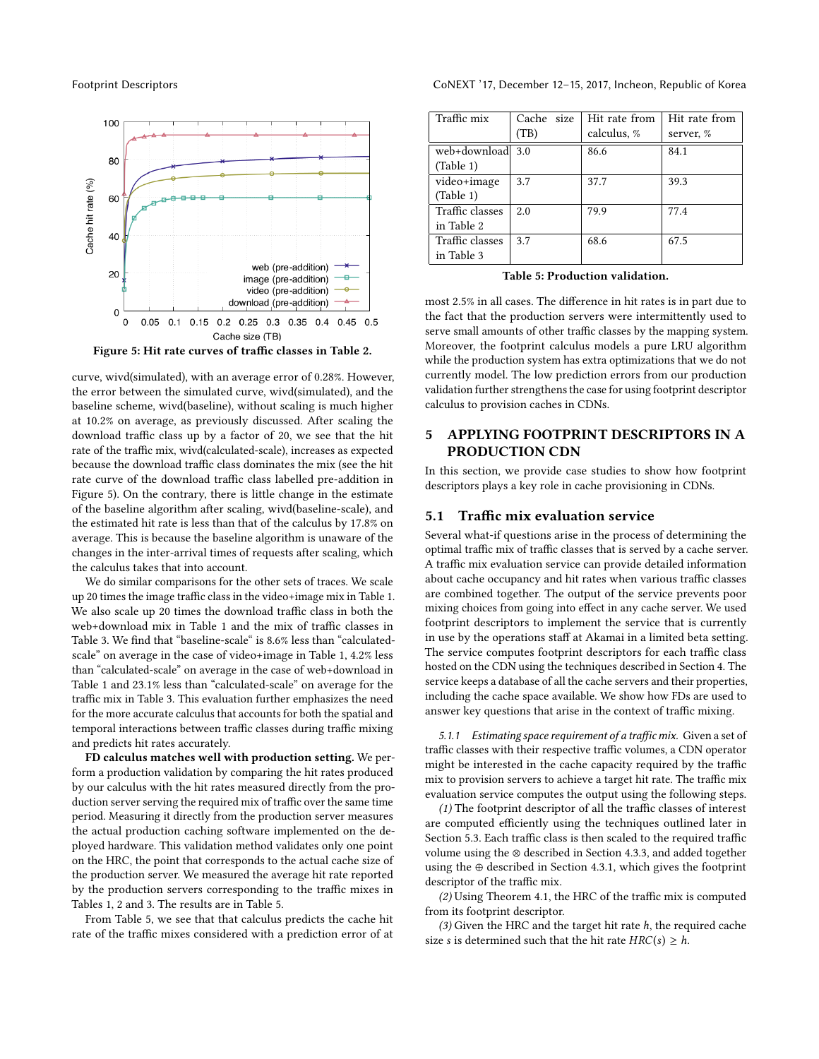Figure 5: Hit rate curves of traffic classes in Table 2.

curve, wivd(simulated), with an average error of 0.28%. However, the error between the simulated curve, wivd(simulated), and the baseline scheme, wivd(baseline), without scaling is much higher at 10.2% on average, as previously discussed. After scaling the download traffic class up by a factor of 20, we see that the hit rate of the traffic mix, wivd(calculated-scale), increases as expected because the download traffic class dominates the mix (see the hit rate curve of the download traffic class labelled pre-addition in Figure 5). On the contrary, there is little change in the estimate of the baseline algorithm after scaling, wivd(baseline-scale), and the estimated hit rate is less than that of the calculus by 17.8% on average. This is because the baseline algorithm is unaware of the changes in the inter-arrival times of requests after scaling, which the calculus takes that into account.

We do similar comparisons for the other sets of traces. We scale up 20 times the image traffic class in the video+image mix in Table 1. We also scale up 20 times the download traffic class in both the web+download mix in Table 1 and the mix of traffic classes in Table 3. We find that "baseline-scale" is 8.6% less than "calculated-scale" on average in the case of video+image in Table 1, 4.2% less than "calculated-scale" on average in the case of web+download in Table 1 and 23.1% less than "calculated-scale" on average for the traffic mix in Table 3. This evaluation further emphasizes the need for the more accurate calculus that accounts for both the spatial and temporal interactions between traffic classes during traffic mixing and predicts hit rates accurately.

**FD calculus matches well with production setting.** We perform a production validation by comparing the hit rates produced by our calculus with the hit rates measured directly from the production server serving the required mix of traffic over the same time period. Measuring it directly from the production server measures the actual production caching software implemented on the deployed hardware. This validation method validates only one point on the HRC, the point that corresponds to the actual cache size of the production server. We measured the average hit rate reported by the production servers corresponding to the traffic mixes in Tables 1, 2 and 3. The results are in Table 5.

From Table 5, we see that that calculus predicts the cache hit rate of the traffic mixes considered with a prediction error of at most 2.5% in all cases. The difference in hit rates is in part due to the fact that the production servers were intermittently used to serve small amounts of other traffic classes by the mapping system. Moreover, the footprint calculus models a pure LRU algorithm while the production system has extra optimizations that we do not currently model. The low prediction errors from our production validation further strengthens the case for using footprint descriptor calculus to provision caches in CDNs.

| Traffic mix | Cache size (TB) | Hit rate from calculus, % | Hit rate from server, % |
|---|---|---|---|
| web+download (Table 1) | 3.0 | 86.6 | 84.1 |
| video+image (Table 1) | 3.7 | 37.7 | 39.3 |
| Traffic classes in Table 2 | 2.0 | 79.9 | 77.4 |
| Traffic classes in Table 3 | 3.7 | 68.6 | 67.5 |

Table 5: Production validation.

## 5 APPLYING FOOTPRINT DESCRIPTORS IN A PRODUCTION CDN

In this section, we provide case studies to show how footprint descriptors plays a key role in cache provisioning in CDNs.

### 5.1 Traffic mix evaluation service

Several what-if questions arise in the process of determining the optimal traffic mix of traffic classes that is served by a cache server. A traffic mix evaluation service can provide detailed information about cache occupancy and hit rates when various traffic classes are combined together. The output of the service prevents poor mixing choices from going into effect in any cache server. We used footprint descriptors to implement the service that is currently in use by the operations staff at Akamai in a limited beta setting. The service computes footprint descriptors for each traffic class hosted on the CDN using the techniques described in Section 4. The service keeps a database of all the cache servers and their properties, including the cache space available. We show how FDs are used to answer key questions that arise in the context of traffic mixing.

*5.1.1 Estimating space requirement of a traffic mix.* Given a set of traffic classes with their respective traffic volumes, a CDN operator might be interested in the cache capacity required by the traffic mix to provision servers to achieve a target hit rate. The traffic mix evaluation service computes the output using the following steps.

*(1)* The footprint descriptor of all the traffic classes of interest are computed efficiently using the techniques outlined later in Section 5.3. Each traffic class is then scaled to the required traffic volume using the $\otimes$ described in Section 4.3.3, and added together using the $\oplus$ described in Section 4.3.1, which gives the footprint descriptor of the traffic mix.

*(2)* Using Theorem 4.1, the HRC of the traffic mix is computed from its footprint descriptor.

*(3)* Given the HRC and the target hit rate $h$, the required cache size $s$ is determined such that the hit rate $HRC(s) \geq h$.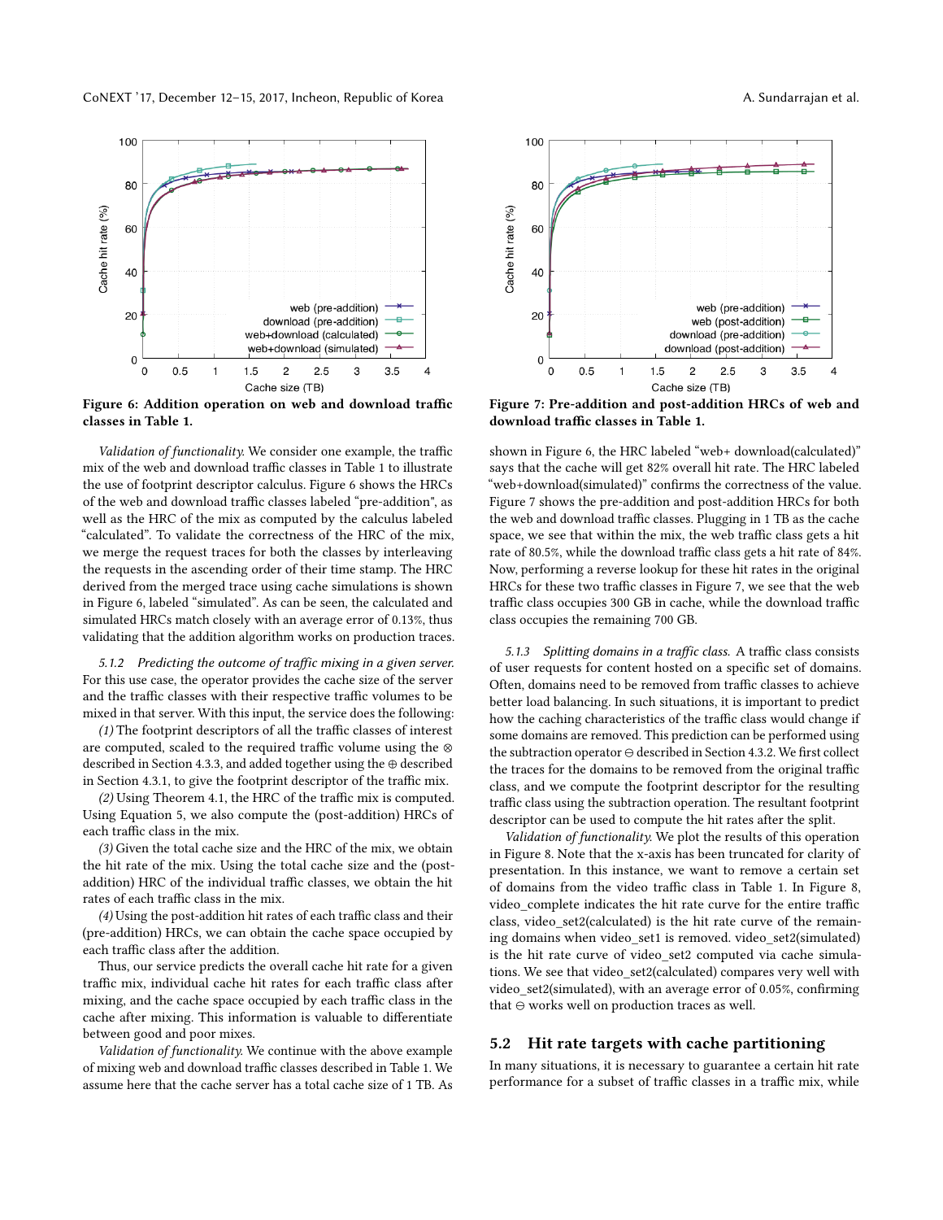Figure 6: Addition operation on web and download traffic classes in Table 1.

Figure 7: Pre-addition and post-addition HRCs of web and download traffic classes in Table 1.

*Validation of functionality.* We consider one example, the traffic mix of the web and download traffic classes in Table 1 to illustrate the use of footprint descriptor calculus. Figure 6 shows the HRCs of the web and download traffic classes labeled "pre-addition", as well as the HRC of the mix as computed by the calculus labeled "calculated". To validate the correctness of the HRC of the mix, we merge the request traces for both the classes by interleaving the requests in the ascending order of their time stamp. The HRC derived from the merged trace using cache simulations is shown in Figure 6, labeled "simulated". As can be seen, the calculated and simulated HRCs match closely with an average error of 0.13%, thus validating that the addition algorithm works on production traces.

#### 5.1.2 Predicting the outcome of traffic mixing in a given server.

For this use case, the operator provides the cache size of the server and the traffic classes with their respective traffic volumes to be mixed in that server. With this input, the service does the following:

*(1)* The footprint descriptors of all the traffic classes of interest are computed, scaled to the required traffic volume using the ⊗ described in Section 4.3.3, and added together using the ⊕ described in Section 4.3.1, to give the footprint descriptor of the traffic mix.

*(2)* Using Theorem 4.1, the HRC of the traffic mix is computed. Using Equation 5, we also compute the (post-addition) HRCs of each traffic class in the mix.

*(3)* Given the total cache size and the HRC of the mix, we obtain the hit rate of the mix. Using the total cache size and the (post-addition) HRC of the individual traffic classes, we obtain the hit rates of each traffic class in the mix.

*(4)* Using the post-addition hit rates of each traffic class and their (pre-addition) HRCs, we can obtain the cache space occupied by each traffic class after the addition.

Thus, our service predicts the overall cache hit rate for a given traffic mix, individual cache hit rates for each traffic class after mixing, and the cache space occupied by each traffic class in the cache after mixing. This information is valuable to differentiate between good and poor mixes.

*Validation of functionality.* We continue with the above example of mixing web and download traffic classes described in Table 1. We assume here that the cache server has a total cache size of 1 TB. As shown in Figure 6, the HRC labeled "web+ download(calculated)" says that the cache will get 82% overall hit rate. The HRC labeled "web+download(simulated)" confirms the correctness of the value. Figure 7 shows the pre-addition and post-addition HRCs for both the web and download traffic classes. Plugging in 1 TB as the cache space, we see that within the mix, the web traffic class gets a hit rate of 80.5%, while the download traffic class gets a hit rate of 84%. Now, performing a reverse lookup for these hit rates in the original HRCs for these two traffic classes in Figure 7, we see that the web traffic class occupies 300 GB in cache, while the download traffic class occupies the remaining 700 GB.

#### 5.1.3 Splitting domains in a traffic class.

A traffic class consists of user requests for content hosted on a specific set of domains. Often, domains need to be removed from traffic classes to achieve better load balancing. In such situations, it is important to predict how the caching characteristics of the traffic class would change if some domains are removed. This prediction can be performed using the subtraction operator ⊖ described in Section 4.3.2. We first collect the traces for the domains to be removed from the original traffic class, and we compute the footprint descriptor for the resulting traffic class using the subtraction operation. The resultant footprint descriptor can be used to compute the hit rates after the split.

*Validation of functionality.* We plot the results of this operation in Figure 8. Note that the x-axis has been truncated for clarity of presentation. In this instance, we want to remove a certain set of domains from the video traffic class in Table 1. In Figure 8, video_complete indicates the hit rate curve for the entire traffic class, video_set2(calculated) is the hit rate curve of the remaining domains when video_set1 is removed. video_set2(simulated) is the hit rate curve of video_set2 computed via cache simulations. We see that video_set2(calculated) compares very well with video_set2(simulated), with an average error of 0.05%, confirming that ⊖ works well on production traces as well.

## 5.2 Hit rate targets with cache partitioning

In many situations, it is necessary to guarantee a certain hit rate performance for a subset of traffic classes in a traffic mix, while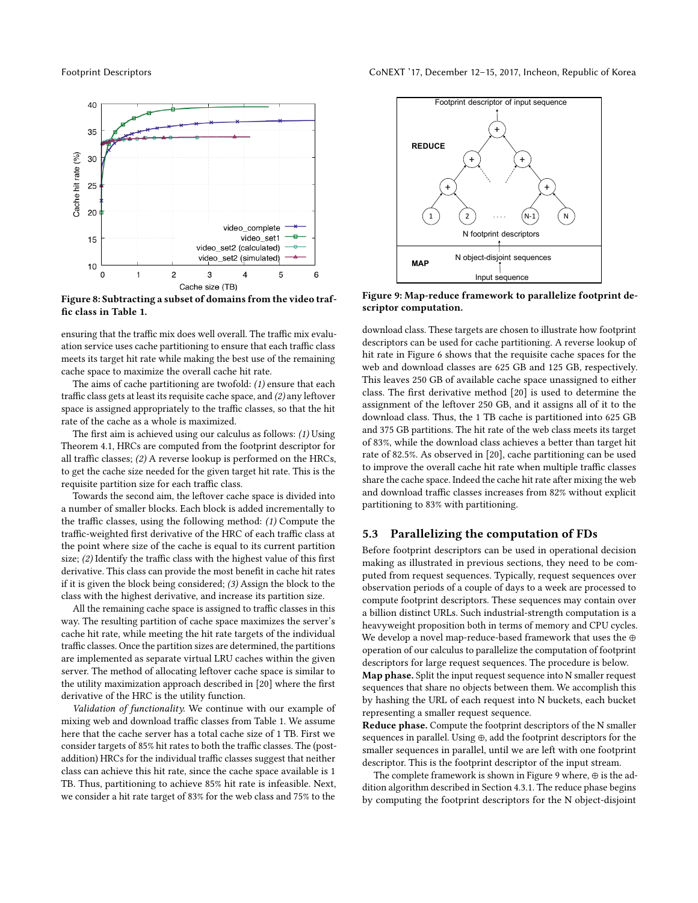Figure 8: Subtracting a subset of domains from the video traffic class in Table 1.

ensuring that the traffic mix does well overall. The traffic mix evaluation service uses cache partitioning to ensure that each traffic class meets its target hit rate while making the best use of the remaining cache space to maximize the overall cache hit rate.

The aims of cache partitioning are twofold: *(1)* ensure that each traffic class gets at least its requisite cache space, and *(2)* any leftover space is assigned appropriately to the traffic classes, so that the hit rate of the cache as a whole is maximized.

The first aim is achieved using our calculus as follows: *(1)* Using Theorem 4.1, HRCs are computed from the footprint descriptor for all traffic classes; *(2)* A reverse lookup is performed on the HRCs, to get the cache size needed for the given target hit rate. This is the requisite partition size for each traffic class.

Towards the second aim, the leftover cache space is divided into a number of smaller blocks. Each block is added incrementally to the traffic classes, using the following method: *(1)* Compute the traffic-weighted first derivative of the HRC of each traffic class at the point where size of the cache is equal to its current partition size; *(2)* Identify the traffic class with the highest value of this first derivative. This class can provide the most benefit in cache hit rates if it is given the block being considered; *(3)* Assign the block to the class with the highest derivative, and increase its partition size.

All the remaining cache space is assigned to traffic classes in this way. The resulting partition of cache space maximizes the server's cache hit rate, while meeting the hit rate targets of the individual traffic classes. Once the partition sizes are determined, the partitions are implemented as separate virtual LRU caches within the given server. The method of allocating leftover cache space is similar to the utility maximization approach described in [20] where the first derivative of the HRC is the utility function.

*Validation of functionality.* We continue with our example of mixing web and download traffic classes from Table 1. We assume here that the cache server has a total cache size of 1 TB. First we consider targets of 85% hit rates to both the traffic classes. The (post-addition) HRCs for the individual traffic classes suggest that neither class can achieve this hit rate, since the cache space available is 1 TB. Thus, partitioning to achieve 85% hit rate is infeasible. Next, we consider a hit rate target of 83% for the web class and 75% to the download class. These targets are chosen to illustrate how footprint descriptors can be used for cache partitioning. A reverse lookup of hit rate in Figure 6 shows that the requisite cache spaces for the web and download classes are 625 GB and 125 GB, respectively. This leaves 250 GB of available cache space unassigned to either class. The first derivative method [20] is used to determine the assignment of the leftover 250 GB, and it assigns all of it to the download class. Thus, the 1 TB cache is partitioned into 625 GB and 375 GB partitions. The hit rate of the web class meets its target of 83%, while the download class achieves a better than target hit rate of 82.5%. As observed in [20], cache partitioning can be used to improve the overall cache hit rate when multiple traffic classes share the cache space. Indeed the cache hit rate after mixing the web and download traffic classes increases from 82% without explicit partitioning to 83% with partitioning.

Figure 9: Map-reduce framework to parallelize footprint descriptor computation.

## 5.3 Parallelizing the computation of FDs

Before footprint descriptors can be used in operational decision making as illustrated in previous sections, they need to be computed from request sequences. Typically, request sequences over observation periods of a couple of days to a week are processed to compute footprint descriptors. These sequences may contain over a billion distinct URLs. Such industrial-strength computation is a heavyweight proposition both in terms of memory and CPU cycles. We develop a novel map-reduce-based framework that uses the ⊕ operation of our calculus to parallelize the computation of footprint descriptors for large request sequences. The procedure is below.

**Map phase.** Split the input request sequence into N smaller request sequences that share no objects between them. We accomplish this by hashing the URL of each request into N buckets, each bucket representing a smaller request sequence.

**Reduce phase.** Compute the footprint descriptors of the N smaller sequences in parallel. Using ⊕, add the footprint descriptors for the smaller sequences in parallel, until we are left with one footprint descriptor. This is the footprint descriptor of the input stream.

The complete framework is shown in Figure 9 where, ⊕ is the addition algorithm described in Section 4.3.1. The reduce phase begins by computing the footprint descriptors for the N object-disjoint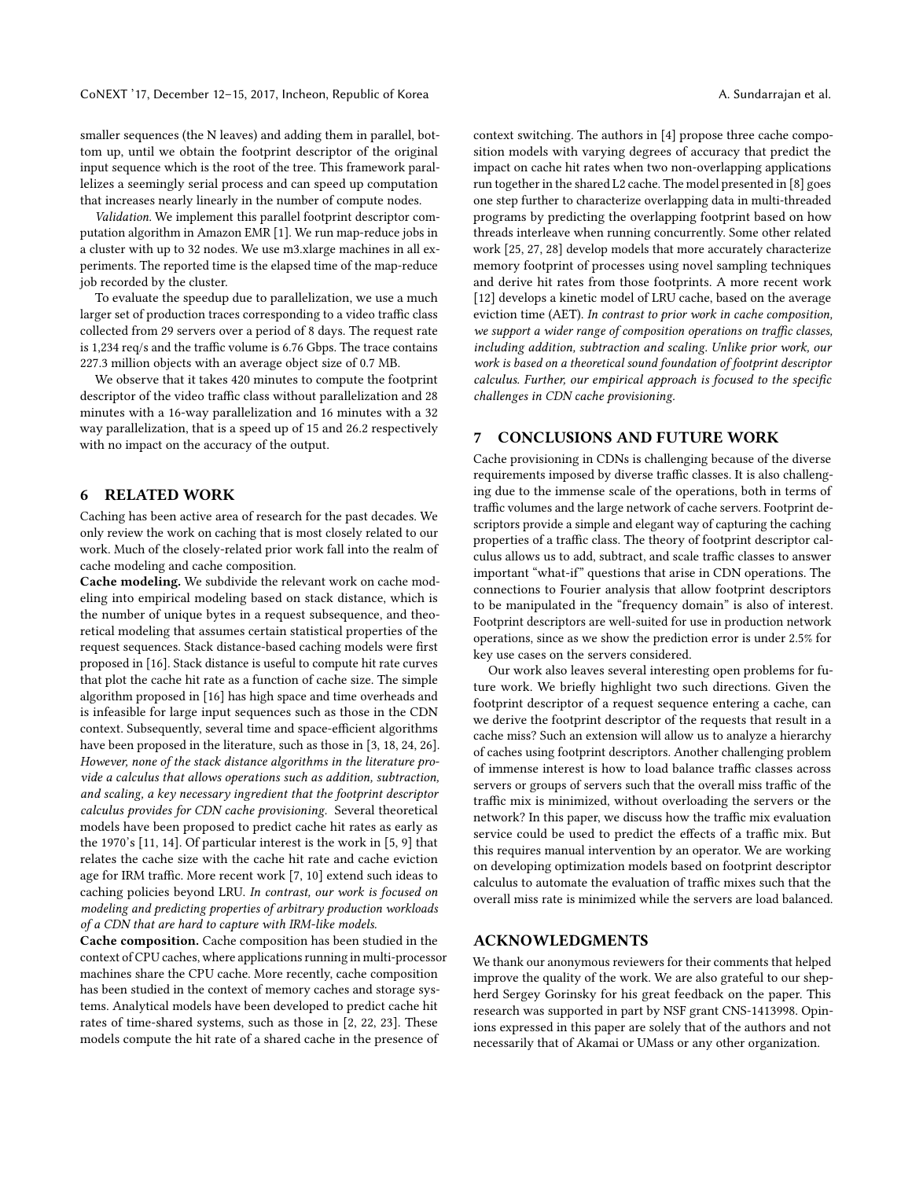smaller sequences (the N leaves) and adding them in parallel, bottom up, until we obtain the footprint descriptor of the original input sequence which is the root of the tree. This framework parallelizes a seemingly serial process and can speed up computation that increases nearly linearly in the number of compute nodes.

*Validation.* We implement this parallel footprint descriptor computation algorithm in Amazon EMR [1]. We run map-reduce jobs in a cluster with up to 32 nodes. We use m3.xlarge machines in all experiments. The reported time is the elapsed time of the map-reduce job recorded by the cluster.

To evaluate the speedup due to parallelization, we use a much larger set of production traces corresponding to a video traffic class collected from 29 servers over a period of 8 days. The request rate is 1,234 req/s and the traffic volume is 6.76 Gbps. The trace contains 227.3 million objects with an average object size of 0.7 MB.

We observe that it takes 420 minutes to compute the footprint descriptor of the video traffic class without parallelization and 28 minutes with a 16-way parallelization and 16 minutes with a 32 way parallelization, that is a speed up of 15 and 26.2 respectively with no impact on the accuracy of the output.

## 6 RELATED WORK

Caching has been active area of research for the past decades. We only review the work on caching that is most closely related to our work. Much of the closely-related prior work fall into the realm of cache modeling and cache composition.

**Cache modeling.** We subdivide the relevant work on cache modeling into empirical modeling based on stack distance, which is the number of unique bytes in a request subsequence, and theoretical modeling that assumes certain statistical properties of the request sequences. Stack distance-based caching models were first proposed in [16]. Stack distance is useful to compute hit rate curves that plot the cache hit rate as a function of cache size. The simple algorithm proposed in [16] has high space and time overheads and is infeasible for large input sequences such as those in the CDN context. Subsequently, several time and space-efficient algorithms have been proposed in the literature, such as those in [3, 18, 24, 26]. *However, none of the stack distance algorithms in the literature provide a calculus that allows operations such as addition, subtraction, and scaling, a key necessary ingredient that the footprint descriptor calculus provides for CDN cache provisioning.* Several theoretical models have been proposed to predict cache hit rates as early as the 1970's [11, 14]. Of particular interest is the work in [5, 9] that relates the cache size with the cache hit rate and cache eviction age for IRM traffic. More recent work [7, 10] extend such ideas to caching policies beyond LRU. *In contrast, our work is focused on modeling and predicting properties of arbitrary production workloads of a CDN that are hard to capture with IRM-like models.*

**Cache composition.** Cache composition has been studied in the context of CPU caches, where applications running in multi-processor machines share the CPU cache. More recently, cache composition has been studied in the context of memory caches and storage systems. Analytical models have been developed to predict cache hit rates of time-shared systems, such as those in [2, 22, 23]. These models compute the hit rate of a shared cache in the presence of context switching. The authors in [4] propose three cache composition models with varying degrees of accuracy that predict the impact on cache hit rates when two non-overlapping applications run together in the shared L2 cache. The model presented in [8] goes one step further to characterize overlapping data in multi-threaded programs by predicting the overlapping footprint based on how threads interleave when running concurrently. Some other related work [25, 27, 28] develop models that more accurately characterize memory footprint of processes using novel sampling techniques and derive hit rates from those footprints. A more recent work [12] develops a kinetic model of LRU cache, based on the average eviction time (AET). *In contrast to prior work in cache composition, we support a wider range of composition operations on traffic classes, including addition, subtraction and scaling. Unlike prior work, our work is based on a theoretical sound foundation of footprint descriptor calculus. Further, our empirical approach is focused to the specific challenges in CDN cache provisioning.*

## 7 CONCLUSIONS AND FUTURE WORK

Cache provisioning in CDNs is challenging because of the diverse requirements imposed by diverse traffic classes. It is also challenging due to the immense scale of the operations, both in terms of traffic volumes and the large network of cache servers. Footprint descriptors provide a simple and elegant way of capturing the caching properties of a traffic class. The theory of footprint descriptor calculus allows us to add, subtract, and scale traffic classes to answer important "what-if" questions that arise in CDN operations. The connections to Fourier analysis that allow footprint descriptors to be manipulated in the "frequency domain" is also of interest. Footprint descriptors are well-suited for use in production network operations, since as we show the prediction error is under 2.5% for key use cases on the servers considered.

Our work also leaves several interesting open problems for future work. We briefly highlight two such directions. Given the footprint descriptor of a request sequence entering a cache, can we derive the footprint descriptor of the requests that result in a cache miss? Such an extension will allow us to analyze a hierarchy of caches using footprint descriptors. Another challenging problem of immense interest is how to load balance traffic classes across servers or groups of servers such that the overall miss traffic of the traffic mix is minimized, without overloading the servers or the network? In this paper, we discuss how the traffic mix evaluation service could be used to predict the effects of a traffic mix. But this requires manual intervention by an operator. We are working on developing optimization models based on footprint descriptor calculus to automate the evaluation of traffic mixes such that the overall miss rate is minimized while the servers are load balanced.

## ACKNOWLEDGMENTS

We thank our anonymous reviewers for their comments that helped improve the quality of the work. We are also grateful to our shepherd Sergey Gorinsky for his great feedback on the paper. This research was supported in part by NSF grant CNS-1413998. Opinions expressed in this paper are solely that of the authors and not necessarily that of Akamai or UMass or any other organization.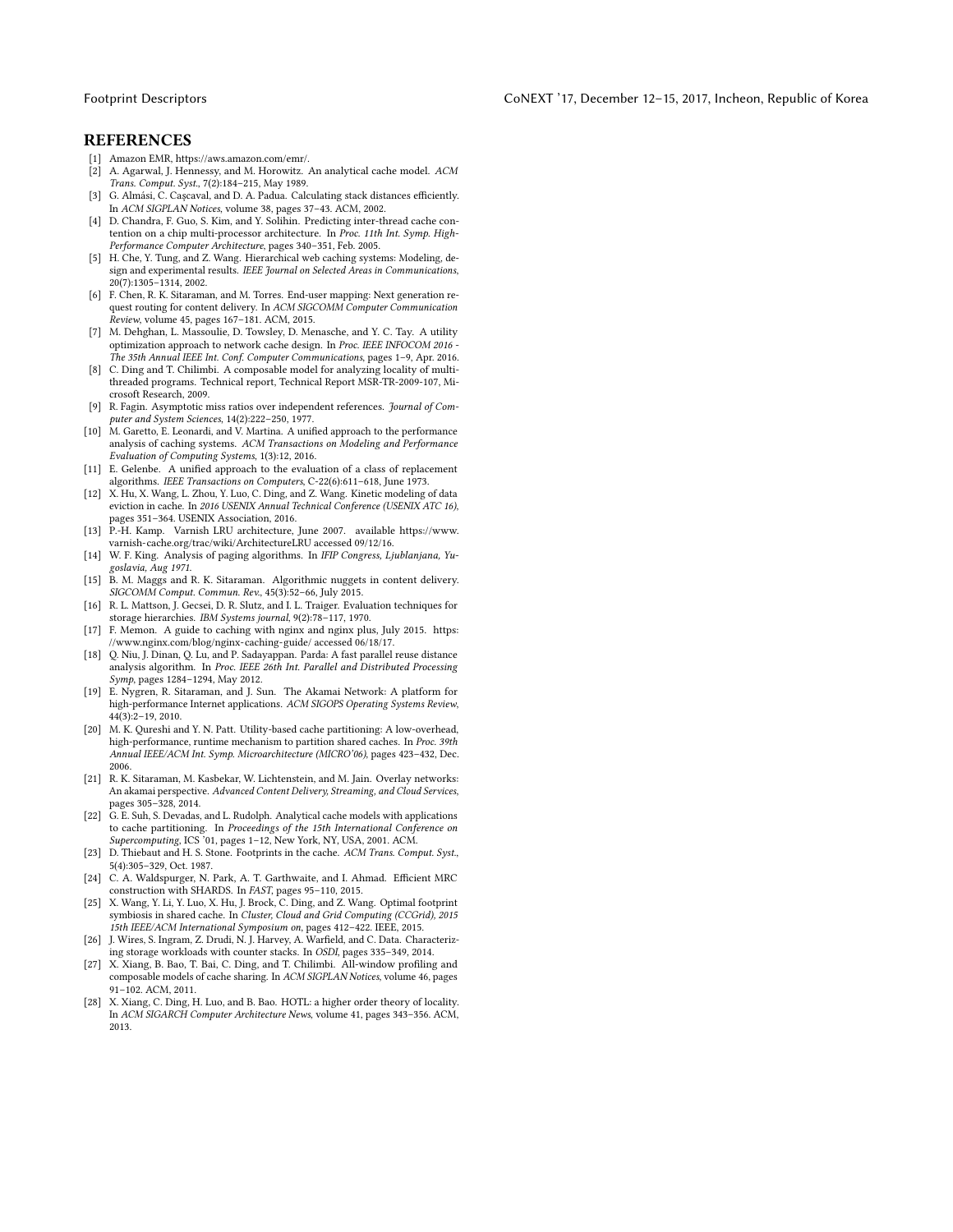## REFERENCES

- [1] Amazon EMR, https://aws.amazon.com/emr/.
- [2] A. Agarwal, J. Hennessy, and M. Horowitz. An analytical cache model. *ACM Trans. Comput. Syst.*, 7(2):184–215, May 1989.
- [3] G. Almási, C. Caşcaval, and D. A. Padua. Calculating stack distances efficiently. In *ACM SIGPLAN Notices*, volume 38, pages 37–43. ACM, 2002.
- [4] D. Chandra, F. Guo, S. Kim, and Y. Solihin. Predicting inter-thread cache contention on a chip multi-processor architecture. In *Proc. 11th Int. Symp. High-Performance Computer Architecture*, pages 340–351, Feb. 2005.
- [5] H. Che, Y. Tung, and Z. Wang. Hierarchical web caching systems: Modeling, design and experimental results. *IEEE Journal on Selected Areas in Communications*, 20(7):1305–1314, 2002.
- [6] F. Chen, R. K. Sitaraman, and M. Torres. End-user mapping: Next generation request routing for content delivery. In *ACM SIGCOMM Computer Communication Review*, volume 45, pages 167–181. ACM, 2015.
- [7] M. Dehghan, L. Massoulie, D. Towsley, D. Menasche, and Y. C. Tay. A utility optimization approach to network cache design. In *Proc. IEEE INFOCOM 2016 - The 35th Annual IEEE Int. Conf. Computer Communications*, pages 1–9, Apr. 2016.
- [8] C. Ding and T. Chilimbi. A composable model for analyzing locality of multi-threaded programs. Technical report, Technical Report MSR-TR-2009-107, Microsoft Research, 2009.
- [9] R. Fagin. Asymptotic miss ratios over independent references. *Journal of Computer and System Sciences*, 14(2):222–250, 1977.
- [10] M. Garetto, E. Leonardi, and V. Martina. A unified approach to the performance analysis of caching systems. *ACM Transactions on Modeling and Performance Evaluation of Computing Systems*, 1(3):12, 2016.
- [11] E. Gelenbe. A unified approach to the evaluation of a class of replacement algorithms. *IEEE Transactions on Computers*, C-22(6):611–618, June 1973.
- [12] X. Hu, X. Wang, L. Zhou, Y. Luo, C. Ding, and Z. Wang. Kinetic modeling of data eviction in cache. In *2016 USENIX Annual Technical Conference (USENIX ATC 16)*, pages 351–364. USENIX Association, 2016.
- [13] P.-H. Kamp. Varnish LRU architecture, June 2007. available https://www.varnish-cache.org/trac/wiki/ArchitectureLRU accessed 09/12/16.
- [14] W. F. King. Analysis of paging algorithms. In *IFIP Congress, Ljublanjana, Yugoslavia, Aug 1971*.
- [15] B. M. Maggs and R. K. Sitaraman. Algorithmic nuggets in content delivery. *SIGCOMM Comput. Commun. Rev.*, 45(3):52–66, July 2015.
- [16] R. L. Mattson, J. Gecsei, D. R. Slutz, and I. L. Traiger. Evaluation techniques for storage hierarchies. *IBM Systems journal*, 9(2):78–117, 1970.
- [17] F. Memon. A guide to caching with nginx and nginx plus, July 2015. https://www.nginx.com/blog/nginx-caching-guide/ accessed 06/18/17.
- [18] Q. Niu, J. Dinan, Q. Lu, and P. Sadayappan. Parda: A fast parallel reuse distance analysis algorithm. In *Proc. IEEE 26th Int. Parallel and Distributed Processing Symp*, pages 1284–1294, May 2012.
- [19] E. Nygren, R. Sitaraman, and J. Sun. The Akamai Network: A platform for high-performance Internet applications. *ACM SIGOPS Operating Systems Review*, 44(3):2–19, 2010.
- [20] M. K. Qureshi and Y. N. Patt. Utility-based cache partitioning: A low-overhead, high-performance, runtime mechanism to partition shared caches. In *Proc. 39th Annual IEEE/ACM Int. Symp. Microarchitecture (MICRO'06)*, pages 423–432, Dec. 2006.
- [21] R. K. Sitaraman, M. Kasbekar, W. Lichtenstein, and M. Jain. Overlay networks: An akamai perspective. *Advanced Content Delivery, Streaming, and Cloud Services*, pages 305–328, 2014.
- [22] G. E. Suh, S. Devadas, and L. Rudolph. Analytical cache models with applications to cache partitioning. In *Proceedings of the 15th International Conference on Supercomputing*, ICS '01, pages 1–12, New York, NY, USA, 2001. ACM.
- [23] D. Thiebaut and H. S. Stone. Footprints in the cache. *ACM Trans. Comput. Syst.*, 5(4):305–329, Oct. 1987.
- [24] C. A. Waldspurger, N. Park, A. T. Garthwaite, and I. Ahmad. Efficient MRC construction with SHARDS. In *FAST*, pages 95–110, 2015.
- [25] X. Wang, Y. Li, Y. Luo, X. Hu, J. Brock, C. Ding, and Z. Wang. Optimal footprint symbiosis in shared cache. In *Cluster, Cloud and Grid Computing (CCGrid), 2015 15th IEEE/ACM International Symposium on*, pages 412–422. IEEE, 2015.
- [26] J. Wires, S. Ingram, Z. Drudi, N. J. Harvey, A. Warfield, and C. Data. Characterizing storage workloads with counter stacks. In *OSDI*, pages 335–349, 2014.
- [27] X. Xiang, B. Bao, T. Bai, C. Ding, and T. Chilimbi. All-window profiling and composable models of cache sharing. In *ACM SIGPLAN Notices*, volume 46, pages 91–102. ACM, 2011.
- [28] X. Xiang, C. Ding, H. Luo, and B. Bao. HOTL: a higher order theory of locality. In *ACM SIGARCH Computer Architecture News*, volume 41, pages 343–356. ACM, 2013.